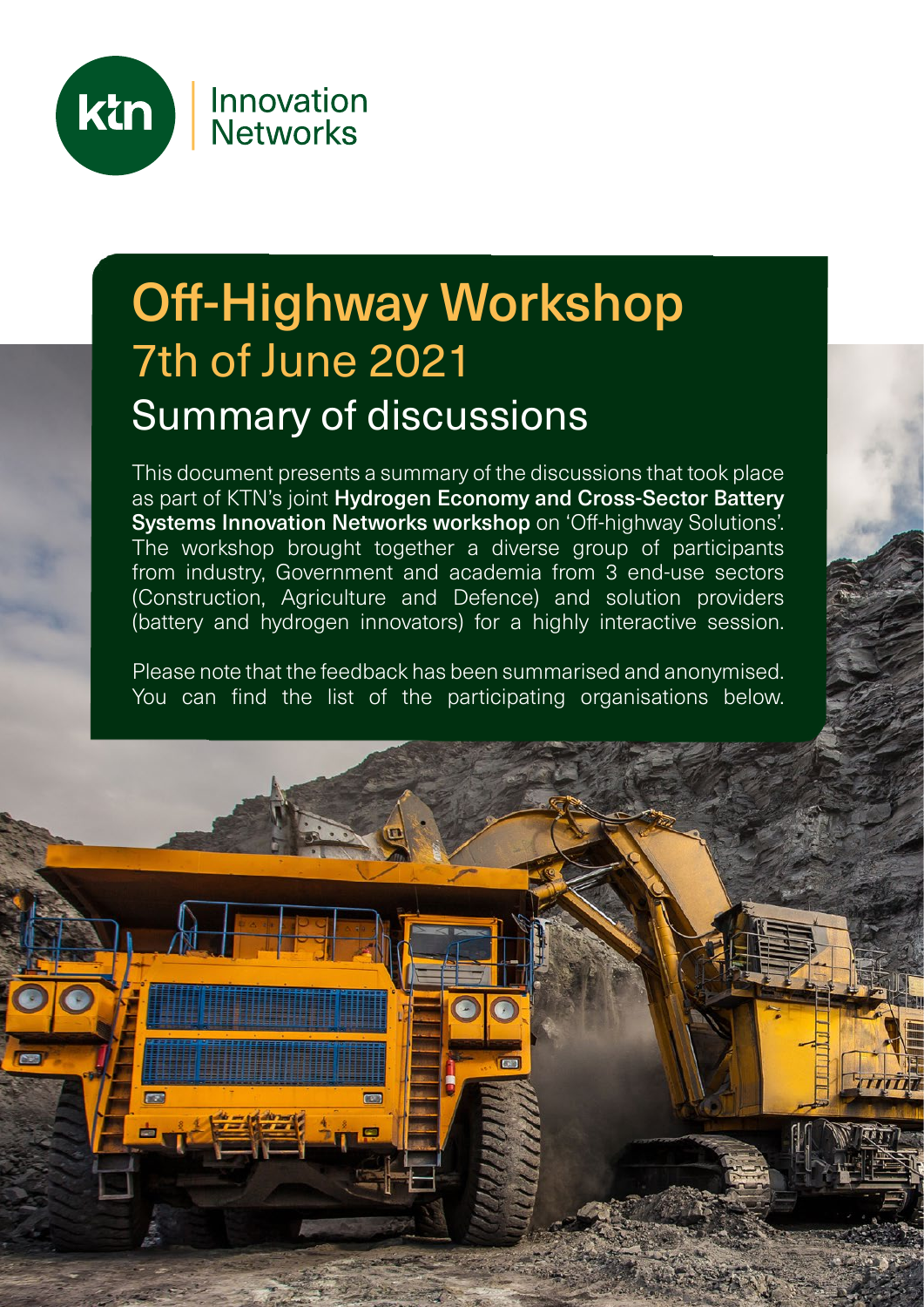ktn Innovation Networks

# Off-Highway Workshop

## 7th of June 2021

## Summary of discussions

This document presents a summary of the discussions that took place as part of KTN's joint **Hydrogen Economy and Cross-Sector Battery Systems Innovation Networks workshop** on 'Off-highway Solutions'. The workshop brought together a diverse group of participants from industry, Government and academia from 3 end-use sectors (Construction, Agriculture and Defence) and solution providers (battery and hydrogen innovators) for a highly interactive session.

Please note that the feedback has been summarised and anonymised. You can find the list of the participating organisations below.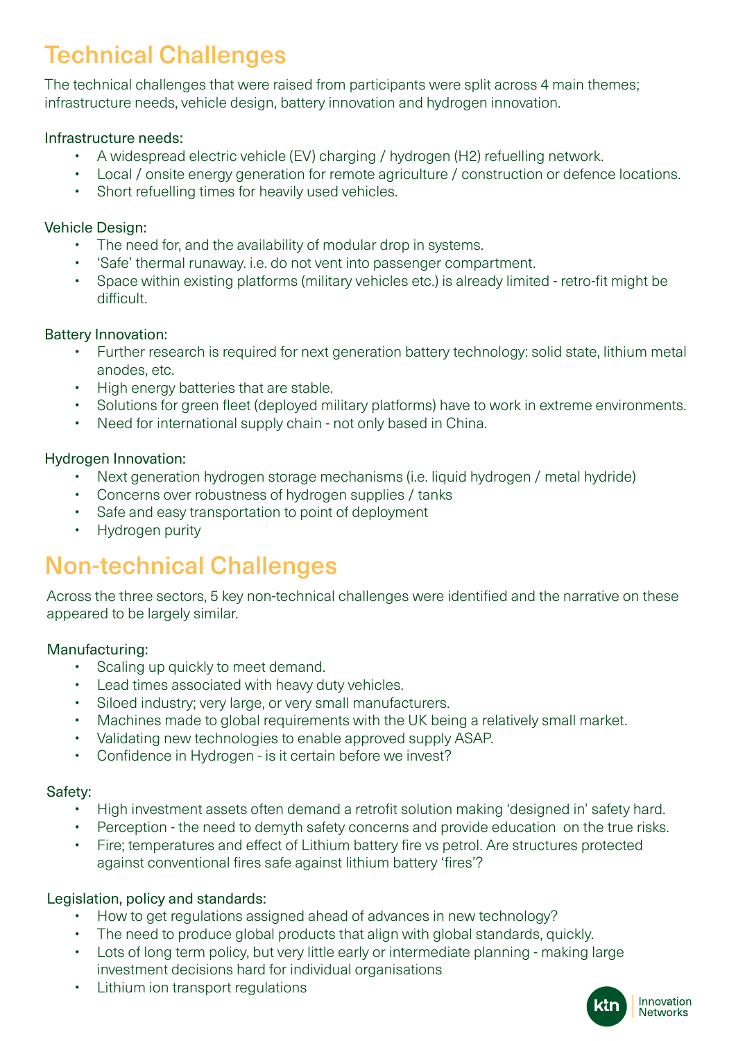## Technical Challenges

The technical challenges that were raised from participants were split across 4 main themes; infrastructure needs, vehicle design, battery innovation and hydrogen innovation.

### Infrastructure needs:

- A widespread electric vehicle (EV) charging / hydrogen (H2) refuelling network.
- Local / onsite energy generation for remote agriculture / construction or defence locations.
- Short refuelling times for heavily used vehicles.

### Vehicle Design:

- The need for, and the availability of modular drop in systems.
- 'Safe' thermal runaway. i.e. do not vent into passenger compartment.
- Space within existing platforms (military vehicles etc.) is already limited - retro-fit might be difficult.

### Battery Innovation:

- Further research is required for next generation battery technology: solid state, lithium metal anodes, etc.
- High energy batteries that are stable.
- Solutions for green fleet (deployed military platforms) have to work in extreme environments.
- Need for international supply chain - not only based in China.

### Hydrogen Innovation:

- Next generation hydrogen storage mechanisms (i.e. liquid hydrogen / metal hydride)
- Concerns over robustness of hydrogen supplies / tanks
- Safe and easy transportation to point of deployment
- Hydrogen purity

## Non-technical Challenges

Across the three sectors, 5 key non-technical challenges were identified and the narrative on these appeared to be largely similar.

### Manufacturing:

- Scaling up quickly to meet demand.
- Lead times associated with heavy duty vehicles.
- Siloed industry; very large, or very small manufacturers.
- Machines made to global requirements with the UK being a relatively small market.
- Validating new technologies to enable approved supply ASAP.
- Confidence in Hydrogen - is it certain before we invest?

### Safety:

- High investment assets often demand a retrofit solution making 'designed in' safety hard.
- Perception - the need to demyth safety concerns and provide education on the true risks.
- Fire; temperatures and effect of Lithium battery fire vs petrol. Are structures protected against conventional fires safe against lithium battery 'fires'?

### Legislation, policy and standards:

- How to get regulations assigned ahead of advances in new technology?
- The need to produce global products that align with global standards, quickly.
- Lots of long term policy, but very little early or intermediate planning - making large investment decisions hard for individual organisations
- Lithium ion transport regulations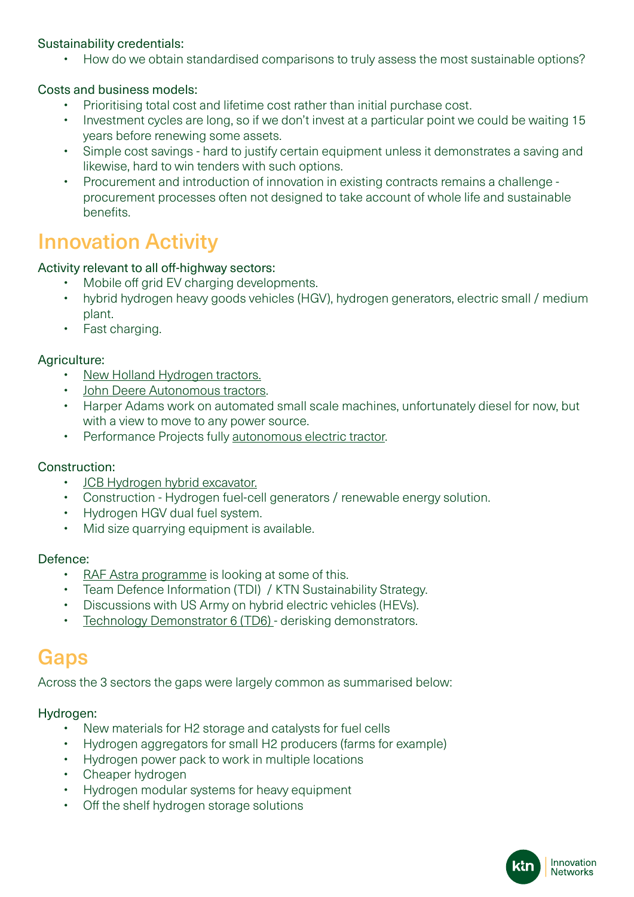Sustainability credentials:

- How do we obtain standardised comparisons to truly assess the most sustainable options?

Costs and business models:

- Prioritising total cost and lifetime cost rather than initial purchase cost.
- Investment cycles are long, so if we don't invest at a particular point we could be waiting 15 years before renewing some assets.
- Simple cost savings - hard to justify certain equipment unless it demonstrates a saving and likewise, hard to win tenders with such options.
- Procurement and introduction of innovation in existing contracts remains a challenge - procurement processes often not designed to take account of whole life and sustainable benefits.

## Innovation Activity

Activity relevant to all off-highway sectors:

- Mobile off grid EV charging developments.
- hybrid hydrogen heavy goods vehicles (HGV), hydrogen generators, electric small / medium plant.
- Fast charging.

Agriculture:

- New Holland Hydrogen tractors.
- John Deere Autonomous tractors.
- Harper Adams work on automated small scale machines, unfortunately diesel for now, but with a view to move to any power source.
- Performance Projects fully autonomous electric tractor.

Construction:

- JCB Hydrogen hybrid excavator.
- Construction - Hydrogen fuel-cell generators / renewable energy solution.
- Hydrogen HGV dual fuel system.
- Mid size quarrying equipment is available.

Defence:

- RAF Astra programme is looking at some of this.
- Team Defence Information (TDI) / KTN Sustainability Strategy.
- Discussions with US Army on hybrid electric vehicles (HEVs).
- Technology Demonstrator 6 (TD6) - derisking demonstrators.

## Gaps

Across the 3 sectors the gaps were largely common as summarised below:

Hydrogen:

- New materials for H2 storage and catalysts for fuel cells
- Hydrogen aggregators for small H2 producers (farms for example)
- Hydrogen power pack to work in multiple locations
- Cheaper hydrogen
- Hydrogen modular systems for heavy equipment
- Off the shelf hydrogen storage solutions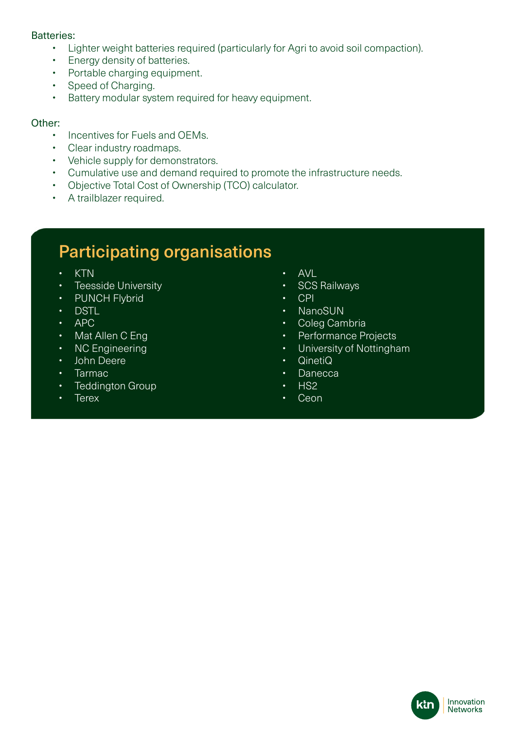Batteries:

- Lighter weight batteries required (particularly for Agri to avoid soil compaction).
- Energy density of batteries.
- Portable charging equipment.
- Speed of Charging.
- Battery modular system required for heavy equipment.

Other:

- Incentives for Fuels and OEMs.
- Clear industry roadmaps.
- Vehicle supply for demonstrators.
- Cumulative use and demand required to promote the infrastructure needs.
- Objective Total Cost of Ownership (TCO) calculator.
- A trailblazer required.

## Participating organisations

- KTN
- Teesside University
- PUNCH Flybrid
- DSTL
- APC
- Mat Allen C Eng
- NC Engineering
- John Deere
- Tarmac
- Teddington Group
- Terex
- AVL
- SCS Railways
- CPI
- NanoSUN
- Coleg Cambria
- Performance Projects
- University of Nottingham
- QinetiQ
- Danecca
- HS2
- Ceon